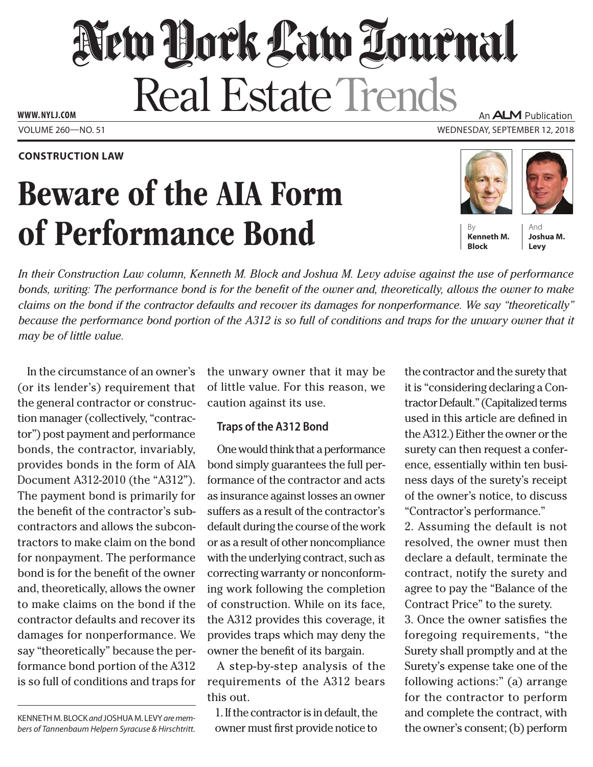**CONSTRUCTION LAW**

# Beware of the AIA Form of Performance Bond

By **Kenneth M. Block** And **Joshua M. Levy**

*In their Construction Law column, Kenneth M. Block and Joshua M. Levy advise against the use of performance bonds, writing: The performance bond is for the benefit of the owner and, theoretically, allows the owner to make claims on the bond if the contractor defaults and recover its damages for nonperformance. We say "theoretically" because the performance bond portion of the A312 is so full of conditions and traps for the unwary owner that it may be of little value.*

In the circumstance of an owner's (or its lender's) requirement that the general contractor or construction manager (collectively, "contractor") post payment and performance bonds, the contractor, invariably, provides bonds in the form of AIA Document A312-2010 (the "A312"). The payment bond is primarily for the benefit of the contractor's subcontractors and allows the subcontractors to make claim on the bond for nonpayment. The performance bond is for the benefit of the owner and, theoretically, allows the owner to make claims on the bond if the contractor defaults and recover its damages for nonperformance. We say "theoretically" because the performance bond portion of the A312 is so full of conditions and traps for the unwary owner that it may be of little value. For this reason, we caution against its use.

KENNETH M. BLOCK *and* JOSHUA M. LEVY *are members of Tannenbaum Helpern Syracuse & Hirschtritt.*

## Traps of the A312 Bond

One would think that a performance bond simply guarantees the full performance of the contractor and acts as insurance against losses an owner suffers as a result of the contractor's default during the course of the work or as a result of other noncompliance with the underlying contract, such as correcting warranty or nonconforming work following the completion of construction. While on its face, the A312 provides this coverage, it provides traps which may deny the owner the benefit of its bargain.

A step-by-step analysis of the requirements of the A312 bears this out.

1. If the contractor is in default, the owner must first provide notice to the contractor and the surety that it is "considering declaring a Contractor Default." (Capitalized terms used in this article are defined in the A312.) Either the owner or the surety can then request a conference, essentially within ten business days of the surety's receipt of the owner's notice, to discuss "Contractor's performance."
2. Assuming the default is not resolved, the owner must then declare a default, terminate the contract, notify the surety and agree to pay the "Balance of the Contract Price" to the surety.
3. Once the owner satisfies the foregoing requirements, "the Surety shall promptly and at the Surety's expense take one of the following actions:" (a) arrange for the contractor to perform and complete the contract, with the owner's consent; (b) perform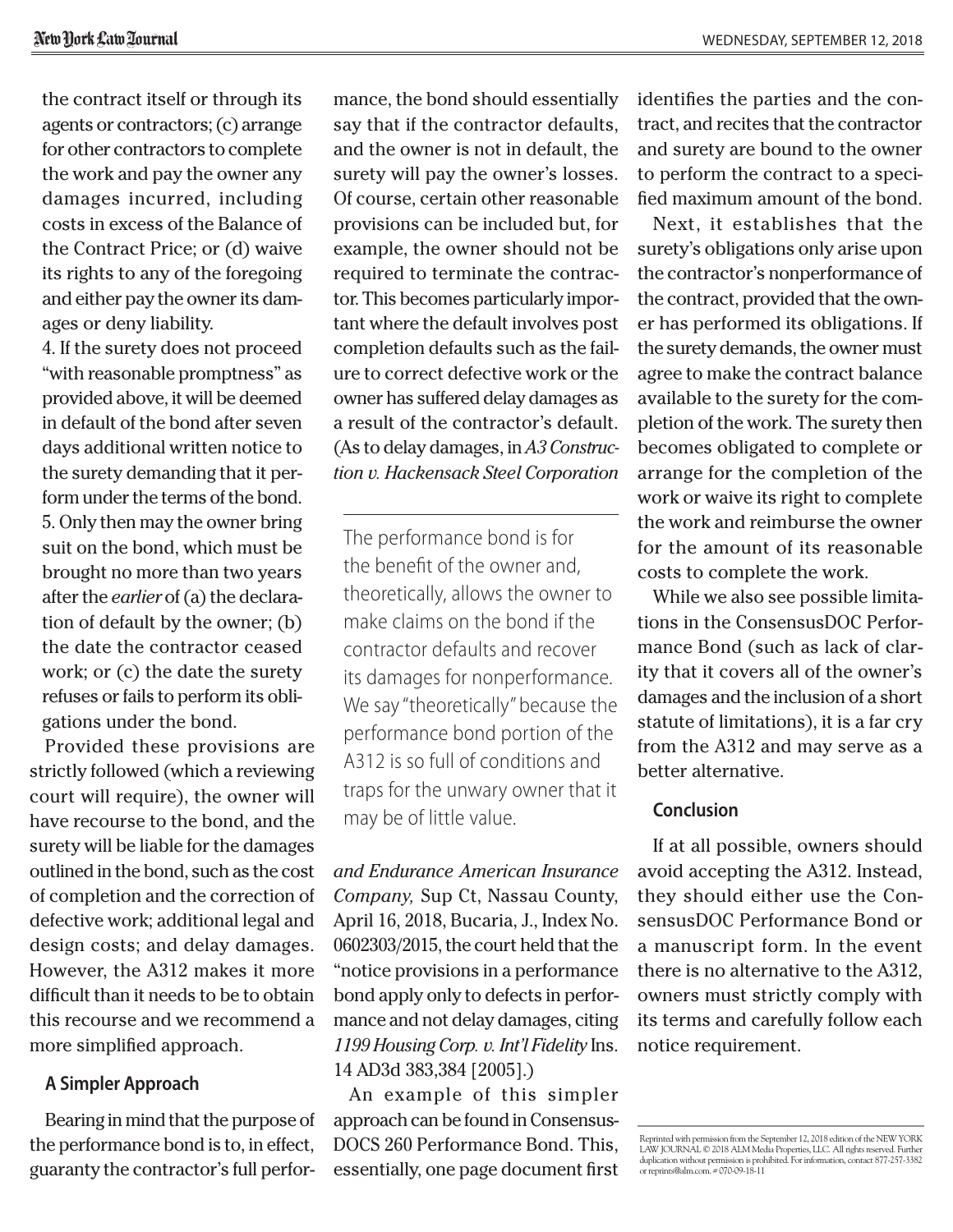the contract itself or through its agents or contractors; (c) arrange for other contractors to complete the work and pay the owner any damages incurred, including costs in excess of the Balance of the Contract Price; or (d) waive its rights to any of the foregoing and either pay the owner its damages or deny liability.

4. If the surety does not proceed "with reasonable promptness" as provided above, it will be deemed in default of the bond after seven days additional written notice to the surety demanding that it perform under the terms of the bond.

5. Only then may the owner bring suit on the bond, which must be brought no more than two years after the *earlier* of (a) the declaration of default by the owner; (b) the date the contractor ceased work; or (c) the date the surety refuses or fails to perform its obligations under the bond.

Provided these provisions are strictly followed (which a reviewing court will require), the owner will have recourse to the bond, and the surety will be liable for the damages outlined in the bond, such as the cost of completion and the correction of defective work; additional legal and design costs; and delay damages. However, the A312 makes it more difficult than it needs to be to obtain this recourse and we recommend a more simplified approach.

## A Simpler Approach

Bearing in mind that the purpose of the performance bond is to, in effect, guaranty the contractor's full performance, the bond should essentially say that if the contractor defaults, and the owner is not in default, the surety will pay the owner's losses. Of course, certain other reasonable provisions can be included but, for example, the owner should not be required to terminate the contractor. This becomes particularly important where the default involves post completion defaults such as the failure to correct defective work or the owner has suffered delay damages as a result of the contractor's default. (As to delay damages, in *A3 Construction v. Hackensack Steel Corporation and Endurance American Insurance Company,* Sup Ct, Nassau County, April 16, 2018, Bucaria, J., Index No. 0602303/2015, the court held that the "notice provisions in a performance bond apply only to defects in performance and not delay damages, citing *1199 Housing Corp. v. Int'l Fidelity* Ins. 14 AD3d 383,384 [2005].)

> The performance bond is for the benefit of the owner and, theoretically, allows the owner to make claims on the bond if the contractor defaults and recover its damages for nonperformance. We say "theoretically" because the performance bond portion of the A312 is so full of conditions and traps for the unwary owner that it may be of little value.

An example of this simpler approach can be found in ConsensusDOCS 260 Performance Bond. This, essentially, one page document first identifies the parties and the contract, and recites that the contractor and surety are bound to the owner to perform the contract to a specified maximum amount of the bond.

Next, it establishes that the surety's obligations only arise upon the contractor's nonperformance of the contract, provided that the owner has performed its obligations. If the surety demands, the owner must agree to make the contract balance available to the surety for the completion of the work. The surety then becomes obligated to complete or arrange for the completion of the work or waive its right to complete the work and reimburse the owner for the amount of its reasonable costs to complete the work.

While we also see possible limitations in the ConsensusDOC Performance Bond (such as lack of clarity that it covers all of the owner's damages and the inclusion of a short statute of limitations), it is a far cry from the A312 and may serve as a better alternative.

## Conclusion

If at all possible, owners should avoid accepting the A312. Instead, they should either use the ConsensusDOC Performance Bond or a manuscript form. In the event there is no alternative to the A312, owners must strictly comply with its terms and carefully follow each notice requirement.

Reprinted with permission from the September 12, 2018 edition of the NEW YORK LAW JOURNAL © 2018 ALM Media Properties, LLC. All rights reserved. Further duplication without permission is prohibited. For information, contact 877-257-3382 or reprints@alm.com. # 070-09-18-11